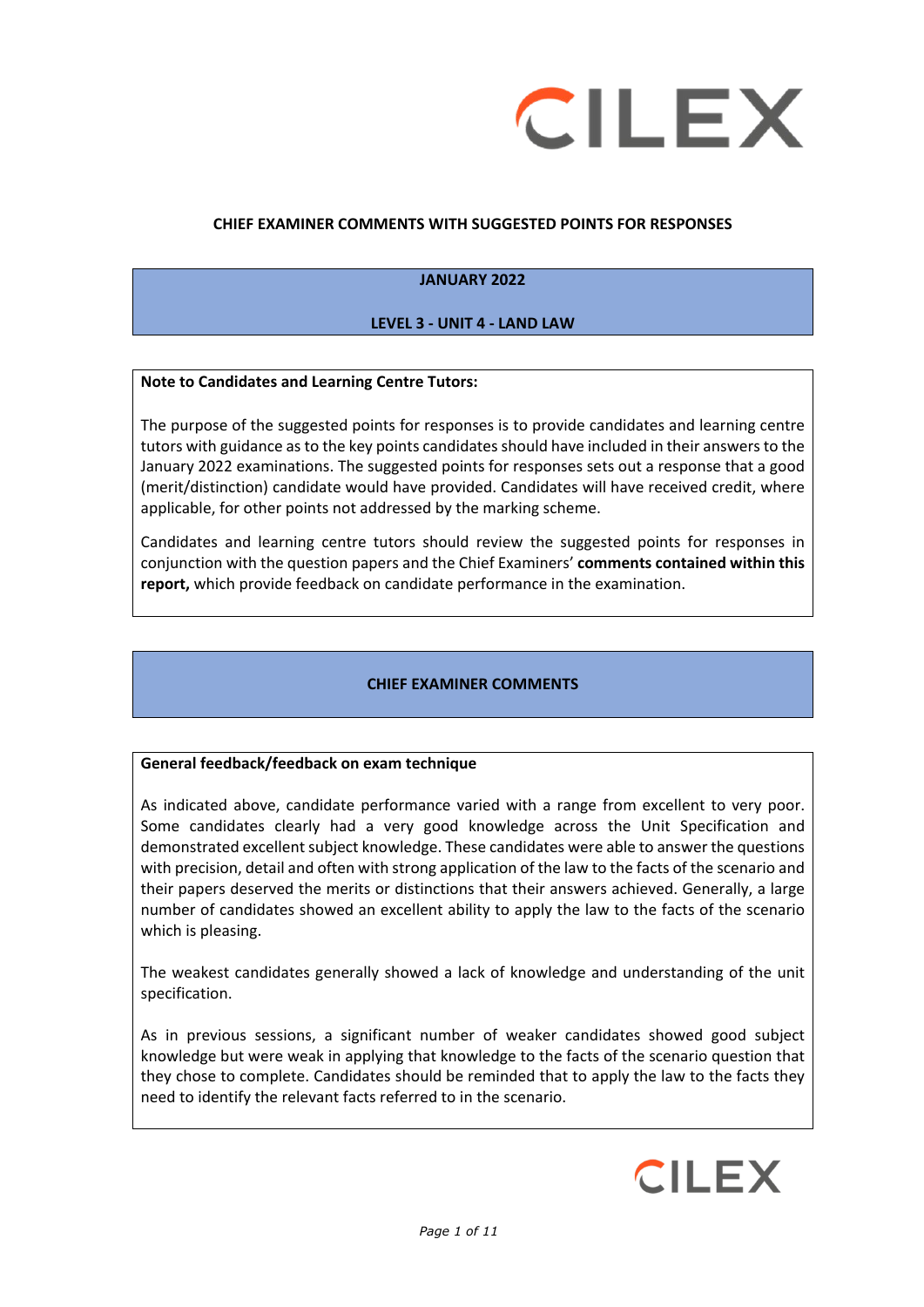# CHIEF EXAMINER COMMENTS WITH SUGGESTED POINTS FOR RESPONSES

## JANUARY 2022

## LEVEL 3 - UNIT 4 - LAND LAW

**Note to Candidates and Learning Centre Tutors:**

The purpose of the suggested points for responses is to provide candidates and learning centre tutors with guidance as to the key points candidates should have included in their answers to the January 2022 examinations. The suggested points for responses sets out a response that a good (merit/distinction) candidate would have provided. Candidates will have received credit, where applicable, for other points not addressed by the marking scheme.

Candidates and learning centre tutors should review the suggested points for responses in conjunction with the question papers and the Chief Examiners' **comments contained within this report,** which provide feedback on candidate performance in the examination.

## CHIEF EXAMINER COMMENTS

**General feedback/feedback on exam technique**

As indicated above, candidate performance varied with a range from excellent to very poor. Some candidates clearly had a very good knowledge across the Unit Specification and demonstrated excellent subject knowledge. These candidates were able to answer the questions with precision, detail and often with strong application of the law to the facts of the scenario and their papers deserved the merits or distinctions that their answers achieved. Generally, a large number of candidates showed an excellent ability to apply the law to the facts of the scenario which is pleasing.

The weakest candidates generally showed a lack of knowledge and understanding of the unit specification.

As in previous sessions, a significant number of weaker candidates showed good subject knowledge but were weak in applying that knowledge to the facts of the scenario question that they chose to complete. Candidates should be reminded that to apply the law to the facts they need to identify the relevant facts referred to in the scenario.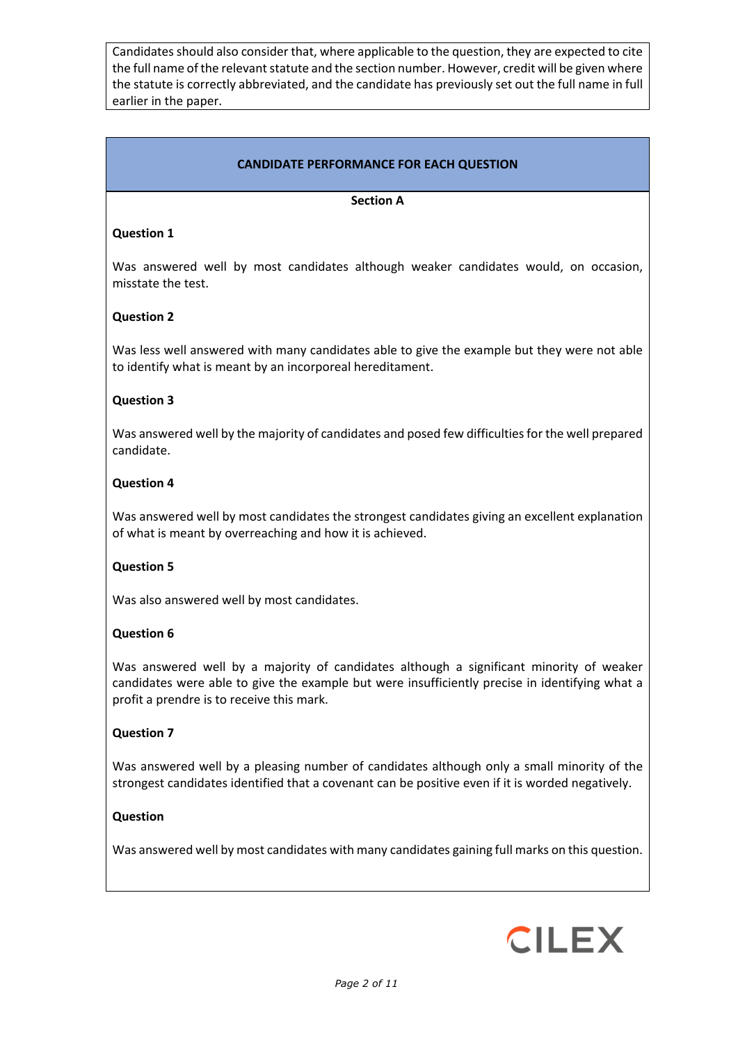Candidates should also consider that, where applicable to the question, they are expected to cite the full name of the relevant statute and the section number. However, credit will be given where the statute is correctly abbreviated, and the candidate has previously set out the full name in full earlier in the paper.

## CANDIDATE PERFORMANCE FOR EACH QUESTION

### Section A

**Question 1**

Was answered well by most candidates although weaker candidates would, on occasion, misstate the test.

**Question 2**

Was less well answered with many candidates able to give the example but they were not able to identify what is meant by an incorporeal hereditament.

**Question 3**

Was answered well by the majority of candidates and posed few difficulties for the well prepared candidate.

**Question 4**

Was answered well by most candidates the strongest candidates giving an excellent explanation of what is meant by overreaching and how it is achieved.

**Question 5**

Was also answered well by most candidates.

**Question 6**

Was answered well by a majority of candidates although a significant minority of weaker candidates were able to give the example but were insufficiently precise in identifying what a profit a prendre is to receive this mark.

**Question 7**

Was answered well by a pleasing number of candidates although only a small minority of the strongest candidates identified that a covenant can be positive even if it is worded negatively.

**Question**

Was answered well by most candidates with many candidates gaining full marks on this question.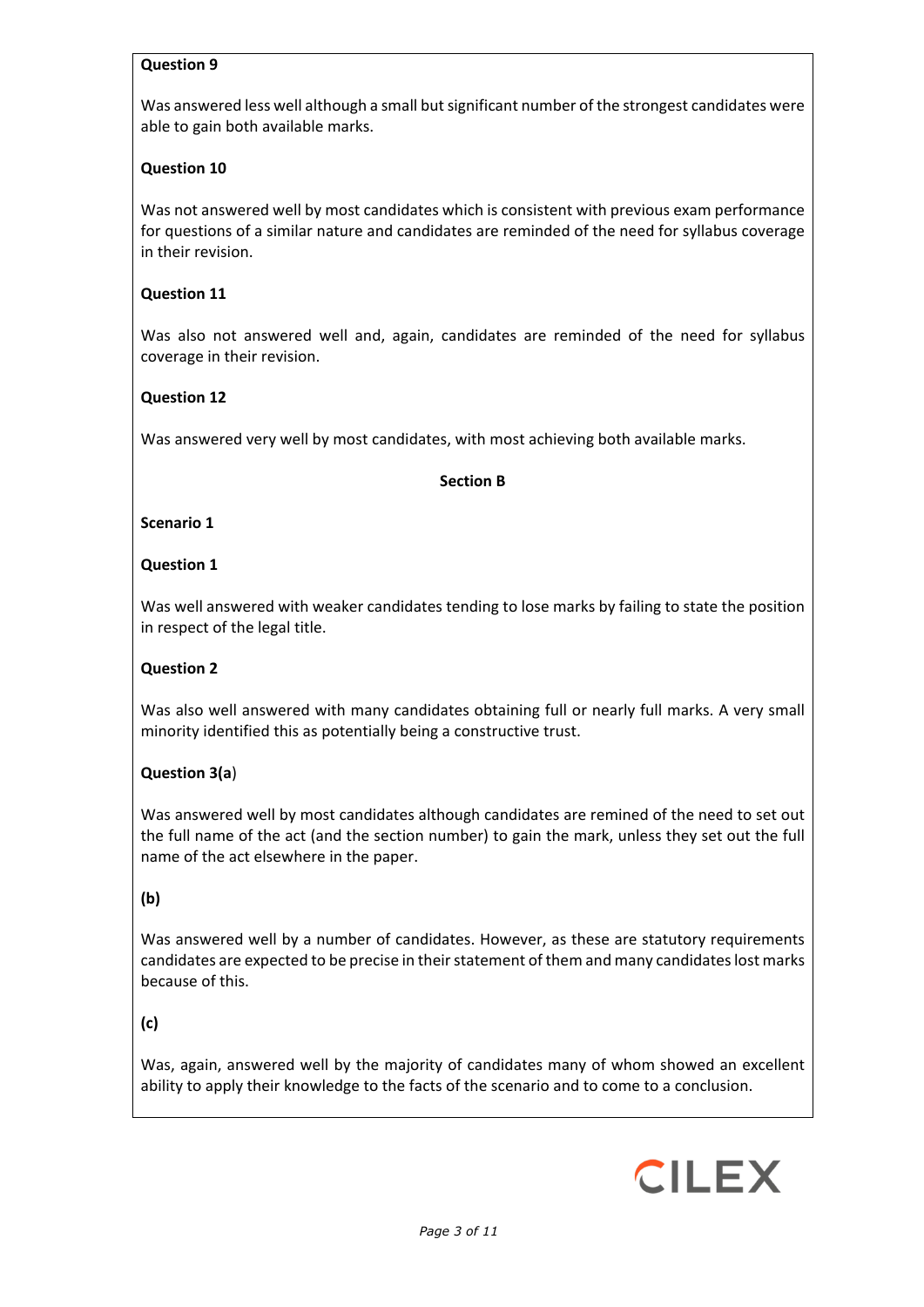**Question 9**

Was answered less well although a small but significant number of the strongest candidates were able to gain both available marks.

**Question 10**

Was not answered well by most candidates which is consistent with previous exam performance for questions of a similar nature and candidates are reminded of the need for syllabus coverage in their revision.

**Question 11**

Was also not answered well and, again, candidates are reminded of the need for syllabus coverage in their revision.

**Question 12**

Was answered very well by most candidates, with most achieving both available marks.

**Section B**

**Scenario 1**

**Question 1**

Was well answered with weaker candidates tending to lose marks by failing to state the position in respect of the legal title.

**Question 2**

Was also well answered with many candidates obtaining full or nearly full marks. A very small minority identified this as potentially being a constructive trust.

**Question 3(a)**

Was answered well by most candidates although candidates are remined of the need to set out the full name of the act (and the section number) to gain the mark, unless they set out the full name of the act elsewhere in the paper.

**(b)**

Was answered well by a number of candidates. However, as these are statutory requirements candidates are expected to be precise in their statement of them and many candidates lost marks because of this.

**(c)**

Was, again, answered well by the majority of candidates many of whom showed an excellent ability to apply their knowledge to the facts of the scenario and to come to a conclusion.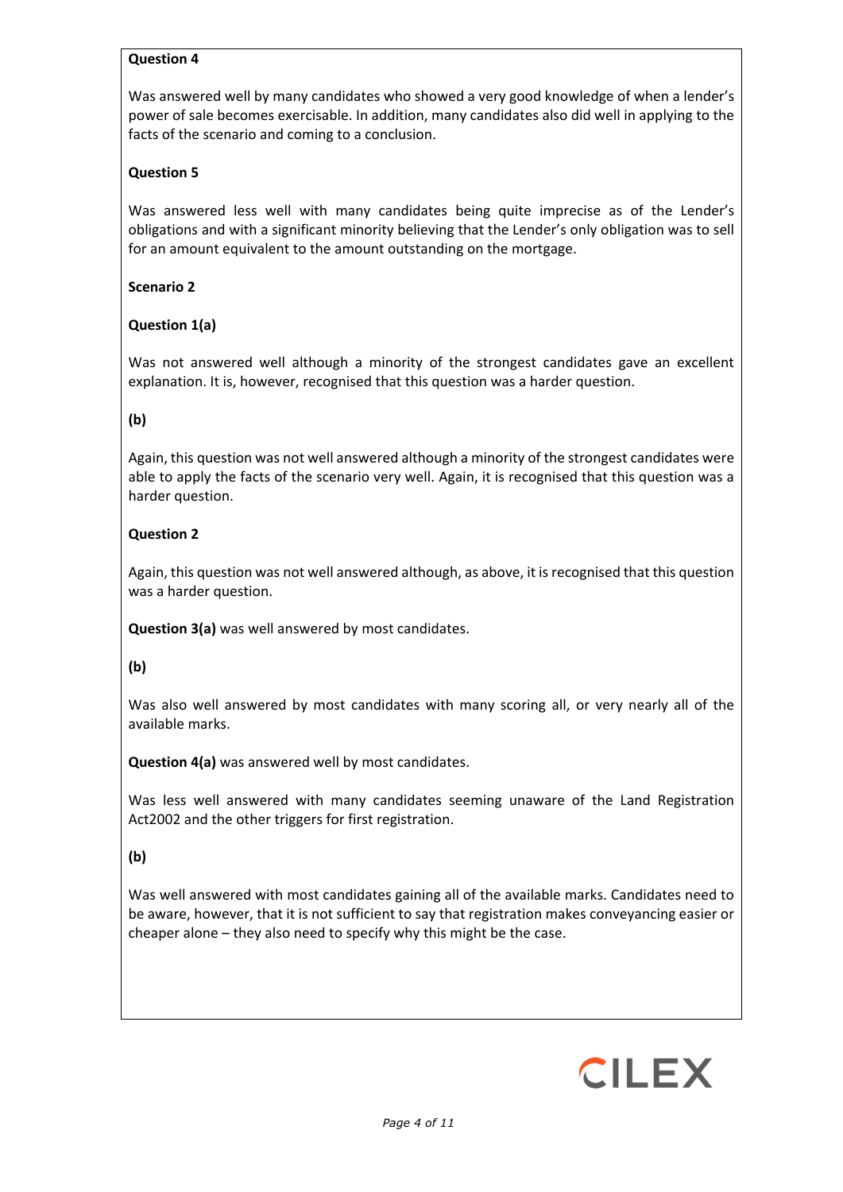**Question 4**

Was answered well by many candidates who showed a very good knowledge of when a lender's power of sale becomes exercisable. In addition, many candidates also did well in applying to the facts of the scenario and coming to a conclusion.

**Question 5**

Was answered less well with many candidates being quite imprecise as of the Lender's obligations and with a significant minority believing that the Lender's only obligation was to sell for an amount equivalent to the amount outstanding on the mortgage.

**Scenario 2**

**Question 1(a)**

Was not answered well although a minority of the strongest candidates gave an excellent explanation. It is, however, recognised that this question was a harder question.

**(b)**

Again, this question was not well answered although a minority of the strongest candidates were able to apply the facts of the scenario very well. Again, it is recognised that this question was a harder question.

**Question 2**

Again, this question was not well answered although, as above, it is recognised that this question was a harder question.

**Question 3(a)** was well answered by most candidates.

**(b)**

Was also well answered by most candidates with many scoring all, or very nearly all of the available marks.

**Question 4(a)** was answered well by most candidates.

Was less well answered with many candidates seeming unaware of the Land Registration Act2002 and the other triggers for first registration.

**(b)**

Was well answered with most candidates gaining all of the available marks. Candidates need to be aware, however, that it is not sufficient to say that registration makes conveyancing easier or cheaper alone – they also need to specify why this might be the case.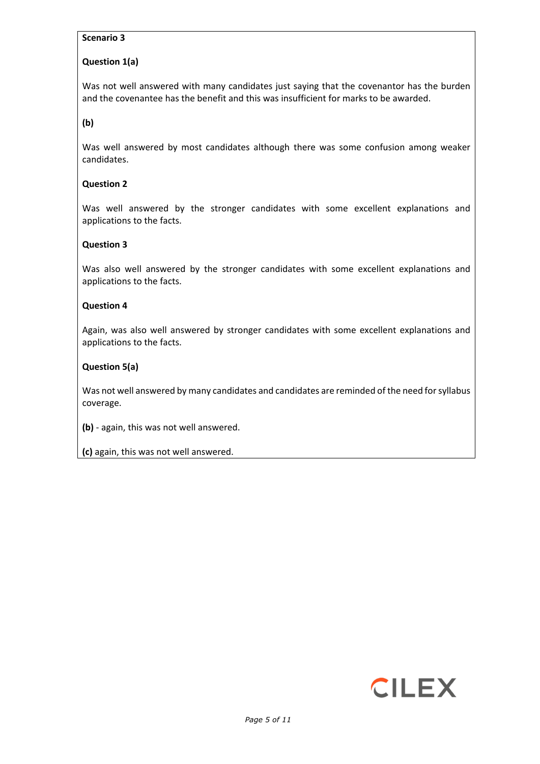**Scenario 3**

**Question 1(a)**

Was not well answered with many candidates just saying that the covenantor has the burden and the covenantee has the benefit and this was insufficient for marks to be awarded.

**(b)**

Was well answered by most candidates although there was some confusion among weaker candidates.

**Question 2**

Was well answered by the stronger candidates with some excellent explanations and applications to the facts.

**Question 3**

Was also well answered by the stronger candidates with some excellent explanations and applications to the facts.

**Question 4**

Again, was also well answered by stronger candidates with some excellent explanations and applications to the facts.

**Question 5(a)**

Was not well answered by many candidates and candidates are reminded of the need for syllabus coverage.

**(b)** - again, this was not well answered.

**(c)** again, this was not well answered.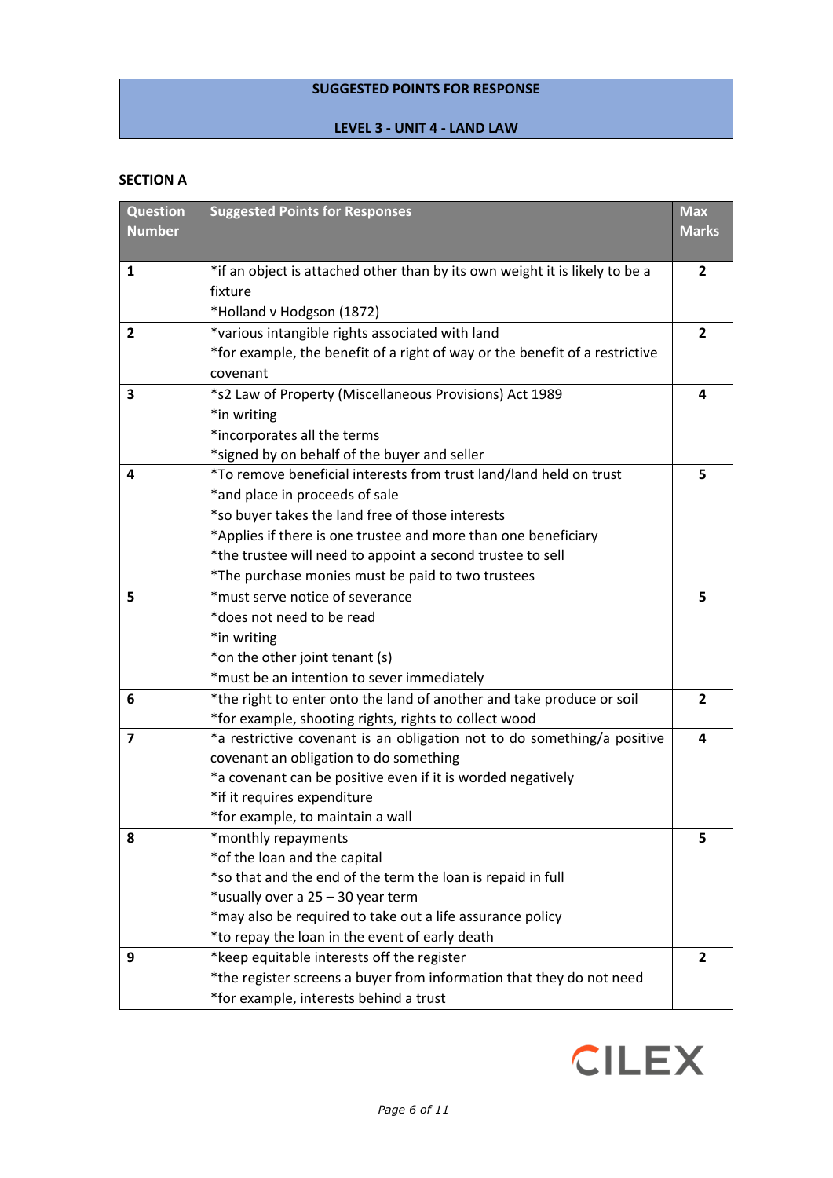**SUGGESTED POINTS FOR RESPONSE**

**LEVEL 3 - UNIT 4 - LAND LAW**

**SECTION A**

| Question Number | Suggested Points for Responses | Max Marks |
|---|---|---|
| **1** | *if an object is attached other than by its own weight it is likely to be a fixture<br>*Holland v Hodgson (1872) | **2** |
| **2** | *various intangible rights associated with land<br>*for example, the benefit of a right of way or the benefit of a restrictive covenant | **2** |
| **3** | *s2 Law of Property (Miscellaneous Provisions) Act 1989<br>*in writing<br>*incorporates all the terms<br>*signed by on behalf of the buyer and seller | **4** |
| **4** | *To remove beneficial interests from trust land/land held on trust<br>*and place in proceeds of sale<br>*so buyer takes the land free of those interests<br>*Applies if there is one trustee and more than one beneficiary<br>*the trustee will need to appoint a second trustee to sell<br>*The purchase monies must be paid to two trustees | **5** |
| **5** | *must serve notice of severance<br>*does not need to be read<br>*in writing<br>*on the other joint tenant (s)<br>*must be an intention to sever immediately | **5** |
| **6** | *the right to enter onto the land of another and take produce or soil<br>*for example, shooting rights, rights to collect wood | **2** |
| **7** | *a restrictive covenant is an obligation not to do something/a positive covenant an obligation to do something<br>*a covenant can be positive even if it is worded negatively<br>*if it requires expenditure<br>*for example, to maintain a wall | **4** |
| **8** | *monthly repayments<br>*of the loan and the capital<br>*so that and the end of the term the loan is repaid in full<br>*usually over a 25 – 30 year term<br>*may also be required to take out a life assurance policy<br>*to repay the loan in the event of early death | **5** |
| **9** | *keep equitable interests off the register<br>*the register screens a buyer from information that they do not need<br>*for example, interests behind a trust | **2** |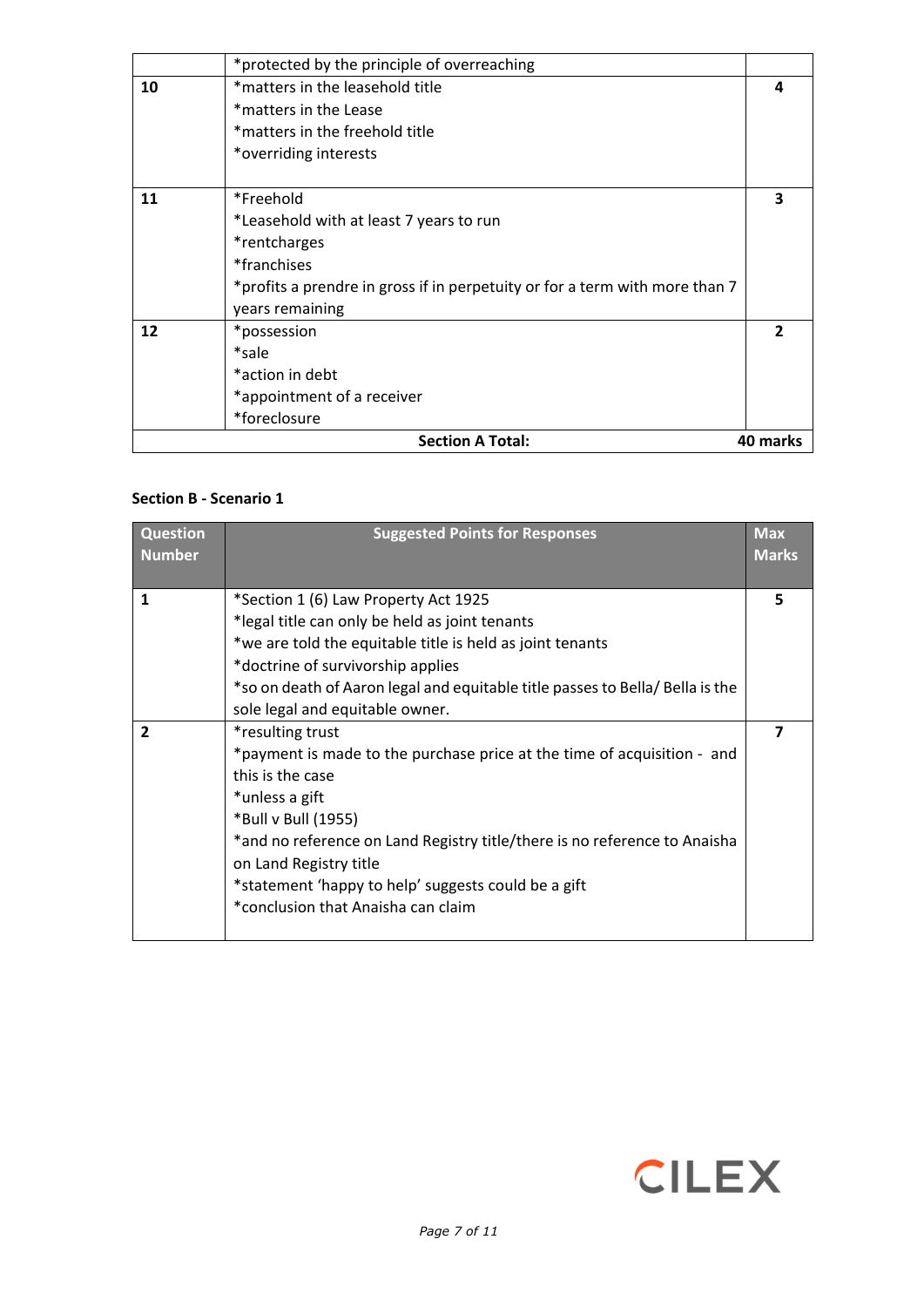| | | |
|---|---|---|
| | *protected by the principle of overreaching | |
| **10** | *matters in the leasehold title<br>*matters in the Lease<br>*matters in the freehold title<br>*overriding interests | **4** |
| **11** | *Freehold<br>*Leasehold with at least 7 years to run<br>*rentcharges<br>*franchises<br>*profits a prendre in gross if in perpetuity or for a term with more than 7 years remaining | **3** |
| **12** | *possession<br>*sale<br>*action in debt<br>*appointment of a receiver<br>*foreclosure | **2** |
| | **Section A Total:** | **40 marks** |

**Section B - Scenario 1**

| Question Number | Suggested Points for Responses | Max Marks |
|---|---|---|
| **1** | *Section 1 (6) Law Property Act 1925<br>*legal title can only be held as joint tenants<br>*we are told the equitable title is held as joint tenants<br>*doctrine of survivorship applies<br>*so on death of Aaron legal and equitable title passes to Bella/ Bella is the sole legal and equitable owner. | **5** |
| **2** | *resulting trust<br>*payment is made to the purchase price at the time of acquisition - and this is the case<br>*unless a gift<br>*Bull v Bull (1955)<br>*and no reference on Land Registry title/there is no reference to Anaisha on Land Registry title<br>*statement 'happy to help' suggests could be a gift<br>*conclusion that Anaisha can claim | **7** |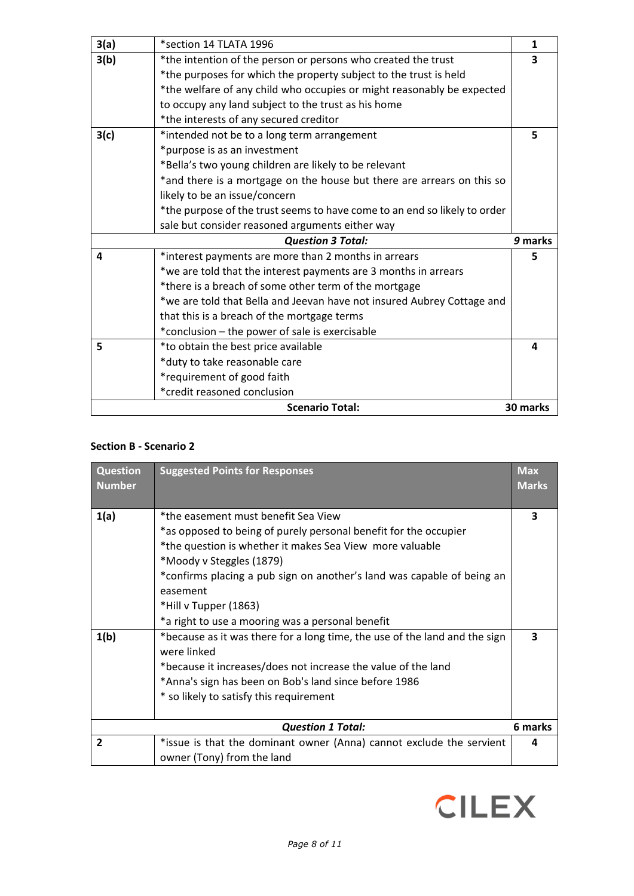| | | |
|---|---|---|
| **3(a)** | *section 14 TLATA 1996 | **1** |
| **3(b)** | *the intention of the person or persons who created the trust<br>*the purposes for which the property subject to the trust is held<br>*the welfare of any child who occupies or might reasonably be expected to occupy any land subject to the trust as his home<br>*the interests of any secured creditor | **3** |
| **3(c)** | *intended not be to a long term arrangement<br>*purpose is as an investment<br>*Bella's two young children are likely to be relevant<br>*and there is a mortgage on the house but there are arrears on this so likely to be an issue/concern<br>*the purpose of the trust seems to have come to an end so likely to order sale but consider reasoned arguments either way | **5** |
| | ***Question 3 Total:*** | ***9* marks** |
| **4** | *interest payments are more than 2 months in arrears<br>*we are told that the interest payments are 3 months in arrears<br>*there is a breach of some other term of the mortgage<br>*we are told that Bella and Jeevan have not insured Aubrey Cottage and that this is a breach of the mortgage terms<br>*conclusion – the power of sale is exercisable | **5** |
| **5** | *to obtain the best price available<br>*duty to take reasonable care<br>*requirement of good faith<br>*credit reasoned conclusion | **4** |
| | **Scenario Total:** | **30 marks** |

### Section B - Scenario 2

| Question Number | Suggested Points for Responses | Max Marks |
|---|---|---|
| **1(a)** | *the easement must benefit Sea View<br>*as opposed to being of purely personal benefit for the occupier<br>*the question is whether it makes Sea View more valuable<br>*Moody v Steggles (1879)<br>*confirms placing a pub sign on another's land was capable of being an easement<br>*Hill v Tupper (1863)<br>*a right to use a mooring was a personal benefit | **3** |
| **1(b)** | *because as it was there for a long time, the use of the land and the sign were linked<br>*because it increases/does not increase the value of the land<br>*Anna's sign has been on Bob's land since before 1986<br>* so likely to satisfy this requirement | **3** |
| | ***Question 1 Total:*** | **6 marks** |
| **2** | *issue is that the dominant owner (Anna) cannot exclude the servient owner (Tony) from the land | **4** |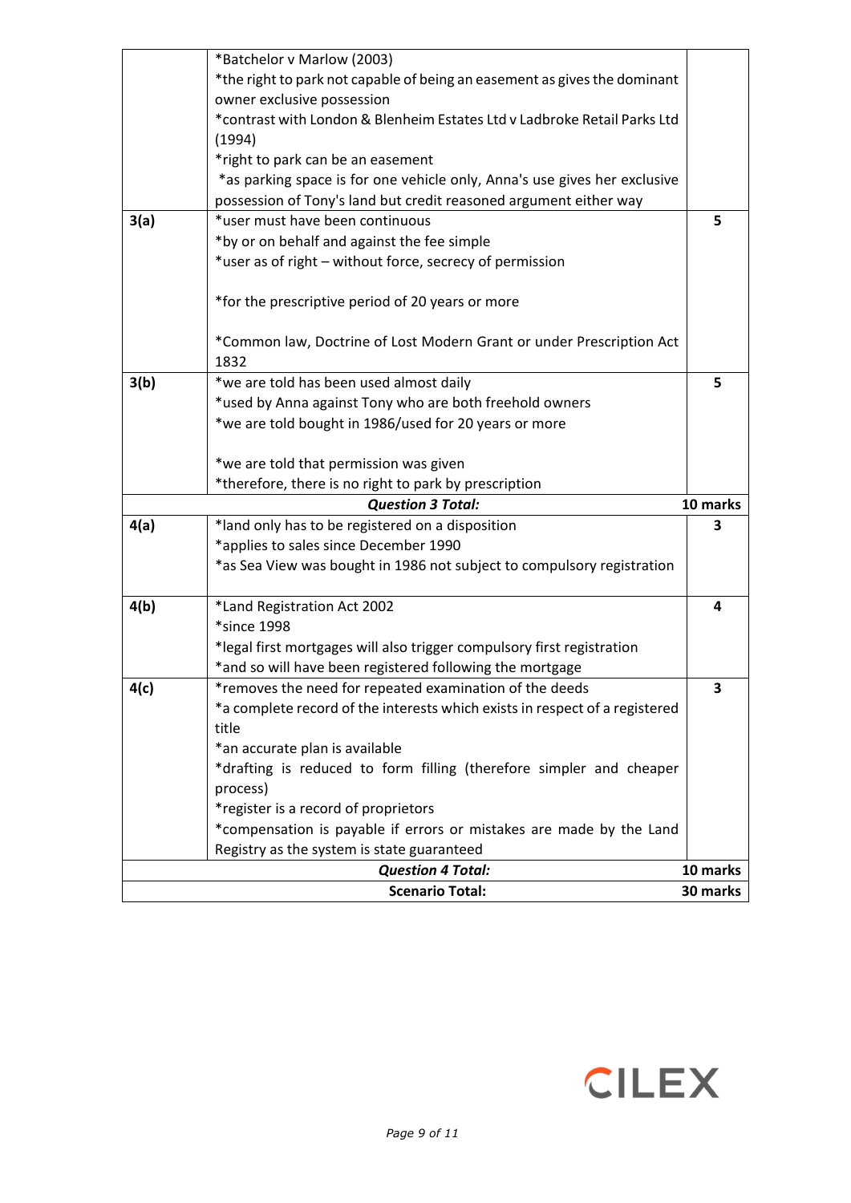| | | |
|---|---|---|
| | *Batchelor v Marlow (2003)<br>*the right to park not capable of being an easement as gives the dominant owner exclusive possession<br>*contrast with London & Blenheim Estates Ltd v Ladbroke Retail Parks Ltd (1994)<br>*right to park can be an easement<br>*as parking space is for one vehicle only, Anna's use gives her exclusive possession of Tony's land but credit reasoned argument either way | |
| **3(a)** | *user must have been continuous<br>*by or on behalf and against the fee simple<br>*user as of right – without force, secrecy of permission<br><br>*for the prescriptive period of 20 years or more<br><br>*Common law, Doctrine of Lost Modern Grant or under Prescription Act 1832 | **5** |
| **3(b)** | *we are told has been used almost daily<br>*used by Anna against Tony who are both freehold owners<br>*we are told bought in 1986/used for 20 years or more<br><br>*we are told that permission was given<br>*therefore, there is no right to park by prescription | **5** |
| | ***Question 3 Total:*** | **10 marks** |
| **4(a)** | *land only has to be registered on a disposition<br>*applies to sales since December 1990<br>*as Sea View was bought in 1986 not subject to compulsory registration | **3** |
| **4(b)** | *Land Registration Act 2002<br>*since 1998<br>*legal first mortgages will also trigger compulsory first registration<br>*and so will have been registered following the mortgage | **4** |
| **4(c)** | *removes the need for repeated examination of the deeds<br>*a complete record of the interests which exists in respect of a registered title<br>*an accurate plan is available<br>*drafting is reduced to form filling (therefore simpler and cheaper process)<br>*register is a record of proprietors<br>*compensation is payable if errors or mistakes are made by the Land Registry as the system is state guaranteed | **3** |
| | ***Question 4 Total:*** | **10 marks** |
| | **Scenario Total:** | **30 marks** |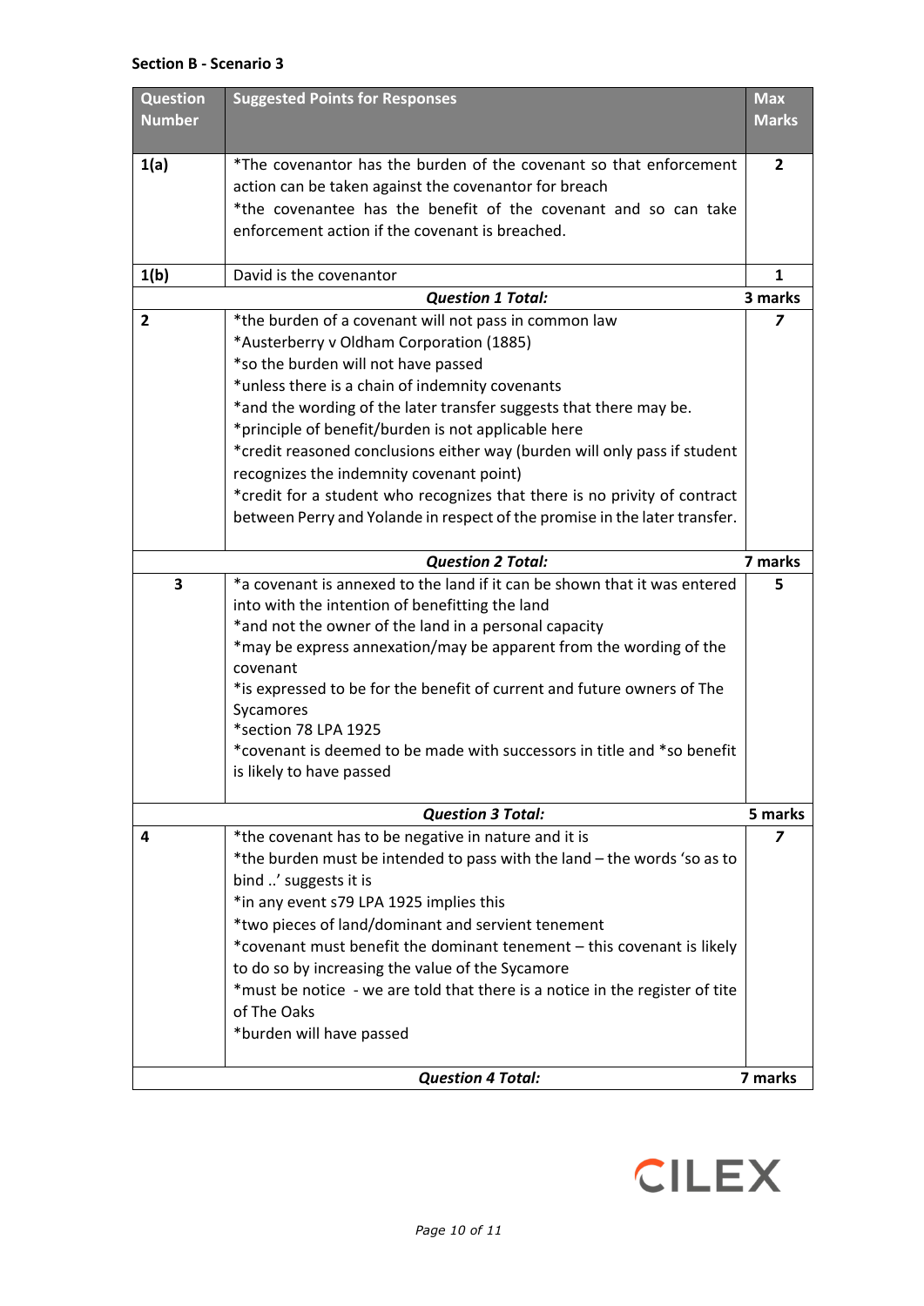**Section B - Scenario 3**

| Question Number | Suggested Points for Responses | Max Marks |
|---|---|---|
| 1(a) | *The covenantor has the burden of the covenant so that enforcement action can be taken against the covenantor for breach<br>*the covenantee has the benefit of the covenant and so can take enforcement action if the covenant is breached. | 2 |
| 1(b) | David is the covenantor | 1 |
| | ***Question 1 Total:*** | **3 marks** |
| 2 | *the burden of a covenant will not pass in common law<br>*Austerberry v Oldham Corporation (1885)<br>*so the burden will not have passed<br>*unless there is a chain of indemnity covenants<br>*and the wording of the later transfer suggests that there may be.<br>*principle of benefit/burden is not applicable here<br>*credit reasoned conclusions either way (burden will only pass if student recognizes the indemnity covenant point)<br>*credit for a student who recognizes that there is no privity of contract between Perry and Yolande in respect of the promise in the later transfer. | *7* |
| | ***Question 2 Total:*** | **7 marks** |
| 3 | *a covenant is annexed to the land if it can be shown that it was entered into with the intention of benefitting the land<br>*and not the owner of the land in a personal capacity<br>*may be express annexation/may be apparent from the wording of the covenant<br>*is expressed to be for the benefit of current and future owners of The Sycamores<br>*section 78 LPA 1925<br>*covenant is deemed to be made with successors in title and *so benefit is likely to have passed | 5 |
| | ***Question 3 Total:*** | **5 marks** |
| 4 | *the covenant has to be negative in nature and it is<br>*the burden must be intended to pass with the land – the words 'so as to bind ..' suggests it is<br>*in any event s79 LPA 1925 implies this<br>*two pieces of land/dominant and servient tenement<br>*covenant must benefit the dominant tenement – this covenant is likely to do so by increasing the value of the Sycamore<br>*must be notice - we are told that there is a notice in the register of tite of The Oaks<br>*burden will have passed | *7* |
| | ***Question 4 Total:*** | **7 marks** |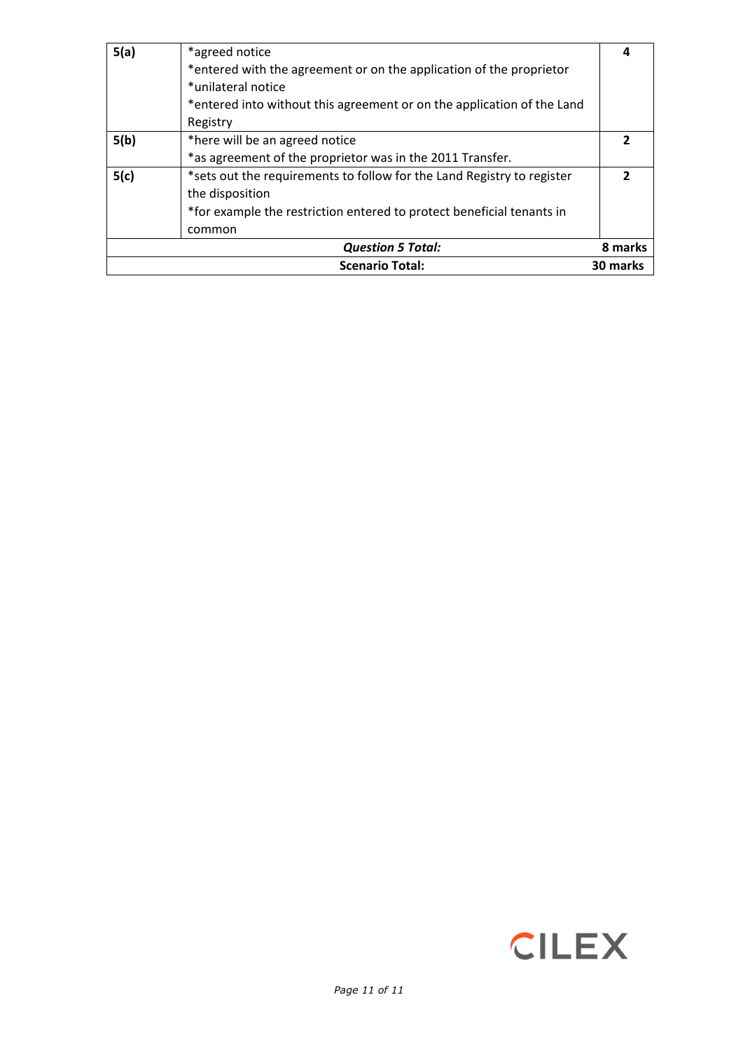| | | |
|---|---|---|
| **5(a)** | *agreed notice<br>*entered with the agreement or on the application of the proprietor<br>*unilateral notice<br>*entered into without this agreement or on the application of the Land Registry | **4** |
| **5(b)** | *here will be an agreed notice<br>*as agreement of the proprietor was in the 2011 Transfer. | **2** |
| **5(c)** | *sets out the requirements to follow for the Land Registry to register the disposition<br>*for example the restriction entered to protect beneficial tenants in common | **2** |
| | ***Question 5 Total:*** | **8 marks** |
| | **Scenario Total:** | **30 marks** |